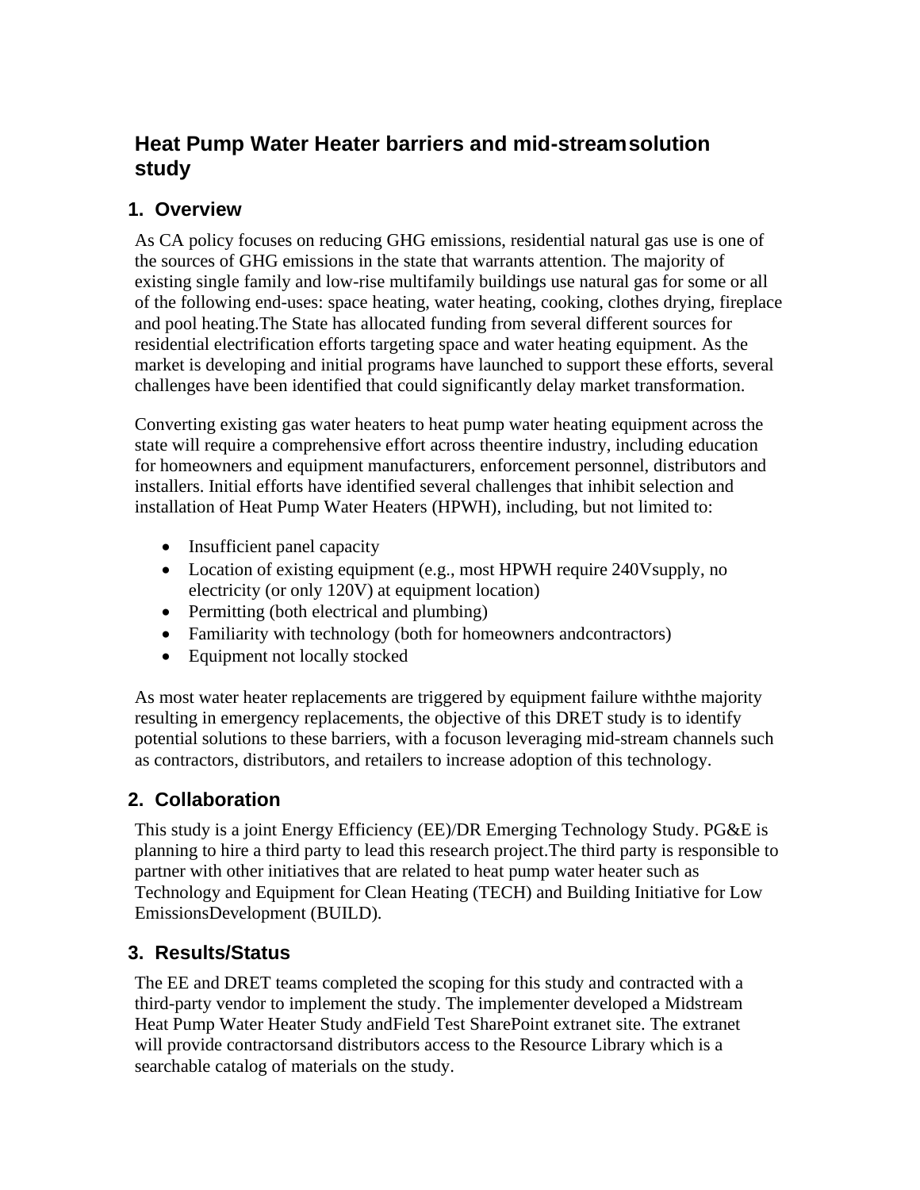# Heat Pump Water Heater barriers and mid-streamsolution study

## 1. Overview

As CA policy focuses on reducing GHG emissions, residential natural gas use is one of the sources of GHG emissions in the state that warrants attention. The majority of existing single family and low-rise multifamily buildings use natural gas for some or all of the following end-uses: space heating, water heating, cooking, clothes drying, fireplace and pool heating.The State has allocated funding from several different sources for residential electrification efforts targeting space and water heating equipment. As the market is developing and initial programs have launched to support these efforts, several challenges have been identified that could significantly delay market transformation.

Converting existing gas water heaters to heat pump water heating equipment across the state will require a comprehensive effort across theentire industry, including education for homeowners and equipment manufacturers, enforcement personnel, distributors and installers. Initial efforts have identified several challenges that inhibit selection and installation of Heat Pump Water Heaters (HPWH), including, but not limited to:

- Insufficient panel capacity
- Location of existing equipment (e.g., most HPWH require 240Vsupply, no electricity (or only 120V) at equipment location)
- Permitting (both electrical and plumbing)
- Familiarity with technology (both for homeowners andcontractors)
- Equipment not locally stocked

As most water heater replacements are triggered by equipment failure withthe majority resulting in emergency replacements, the objective of this DRET study is to identify potential solutions to these barriers, with a focuson leveraging mid-stream channels such as contractors, distributors, and retailers to increase adoption of this technology.

## 2. Collaboration

This study is a joint Energy Efficiency (EE)/DR Emerging Technology Study. PG&E is planning to hire a third party to lead this research project.The third party is responsible to partner with other initiatives that are related to heat pump water heater such as Technology and Equipment for Clean Heating (TECH) and Building Initiative for Low EmissionsDevelopment (BUILD).

## 3. Results/Status

The EE and DRET teams completed the scoping for this study and contracted with a third-party vendor to implement the study. The implementer developed a Midstream Heat Pump Water Heater Study andField Test SharePoint extranet site. The extranet will provide contractorsand distributors access to the Resource Library which is a searchable catalog of materials on the study.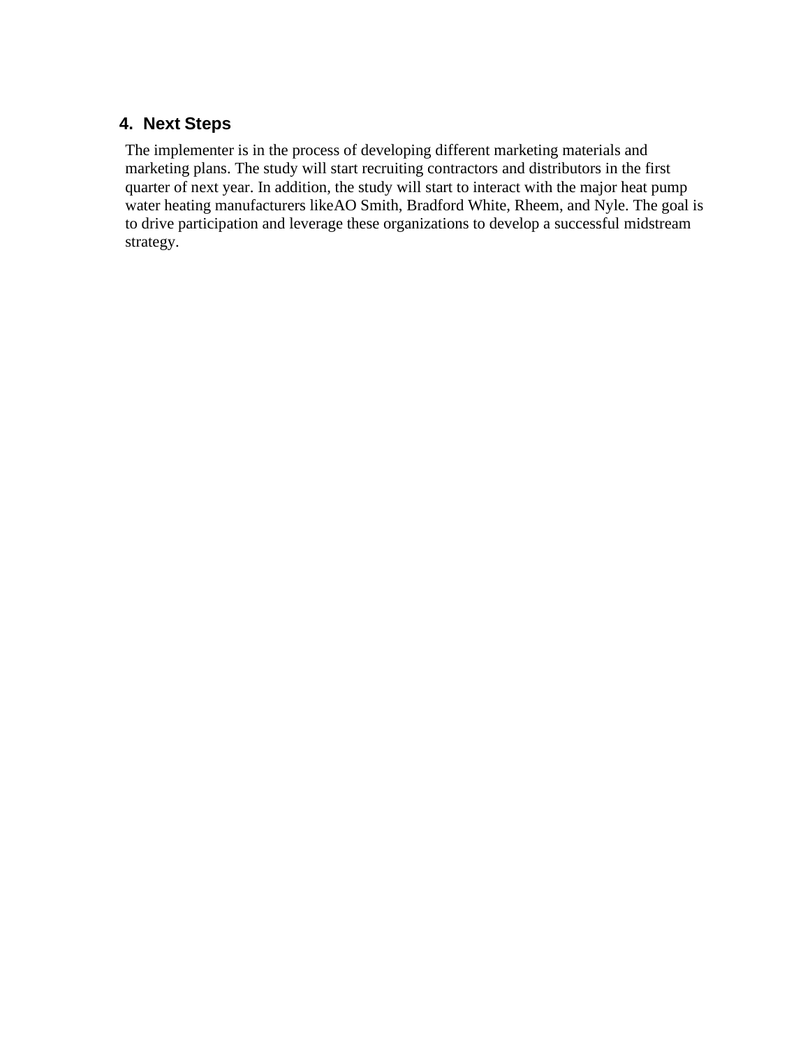## 4. Next Steps

The implementer is in the process of developing different marketing materials and marketing plans. The study will start recruiting contractors and distributors in the first quarter of next year. In addition, the study will start to interact with the major heat pump water heating manufacturers likeAO Smith, Bradford White, Rheem, and Nyle. The goal is to drive participation and leverage these organizations to develop a successful midstream strategy.